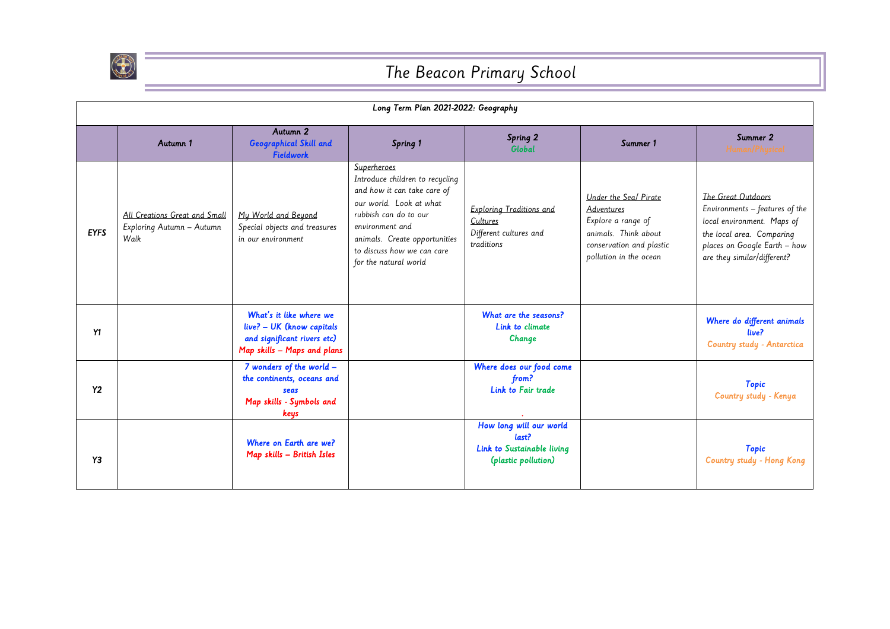# The Beacon Primary School

| Long Term Plan 2021-2022: Geography | | | | | | |
|---|---|---|---|---|---|---|
| | Autumn 1 | Autumn 2 Geographical Skill and Fieldwork | Spring 1 | Spring 2 Global | Summer 1 | Summer 2 Human/Physical |
| **EYFS** | All Creations Great and Small<br>Exploring Autumn – Autumn Walk | My World and Beyond<br>Special objects and treasures in our environment | Superheroes<br>Introduce children to recycling and how it can take care of our world. Look at what rubbish can do to our environment and animals. Create opportunities to discuss how we can care for the natural world | Exploring Traditions and Cultures<br>Different cultures and traditions | Under the Sea/ Pirate Adventures<br>Explore a range of animals. Think about conservation and plastic pollution in the ocean | The Great Outdoors<br>Environments – features of the local environment. Maps of the local area. Comparing places on Google Earth – how are they similar/different? |
| **Y1** | | What's it like where we live? – UK (know capitals and significant rivers etc)<br>Map skills – Maps and plans | | What are the seasons?<br>Link to climate Change | | Where do different animals live?<br>Country study - Antarctica |
| **Y2** | | 7 wonders of the world – the continents, oceans and seas<br>Map skills - Symbols and keys | | Where does our food come from?<br>Link to Fair trade<br>. | | Topic<br>Country study - Kenya |
| **Y3** | | Where on Earth are we?<br>Map skills – British Isles | | How long will our world last?<br>Link to Sustainable living (plastic pollution) | | Topic<br>Country study - Hong Kong |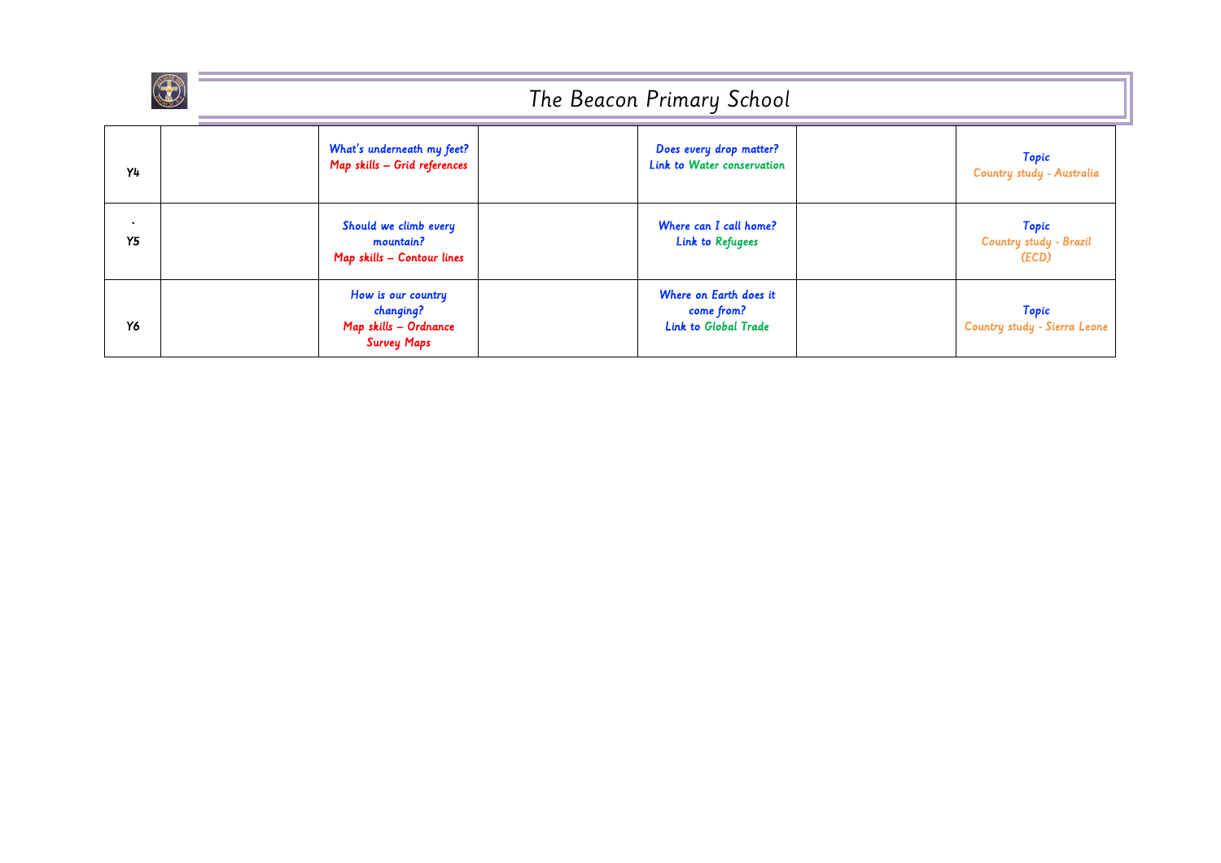# The Beacon Primary School

| | | | | | | |
|---|---|---|---|---|---|---|
| Y4 | | What's underneath my feet? Map skills – Grid references | | Does every drop matter? Link to Water conservation | | Topic Country study - Australia |
| ` Y5 | | Should we climb every mountain? Map skills – Contour lines | | Where can I call home? Link to Refugees | | Topic Country study - Brazil (ECD) |
| Y6 | | How is our country changing? Map skills – Ordnance Survey Maps | | Where on Earth does it come from? Link to Global Trade | | Topic Country study - Sierra Leone |